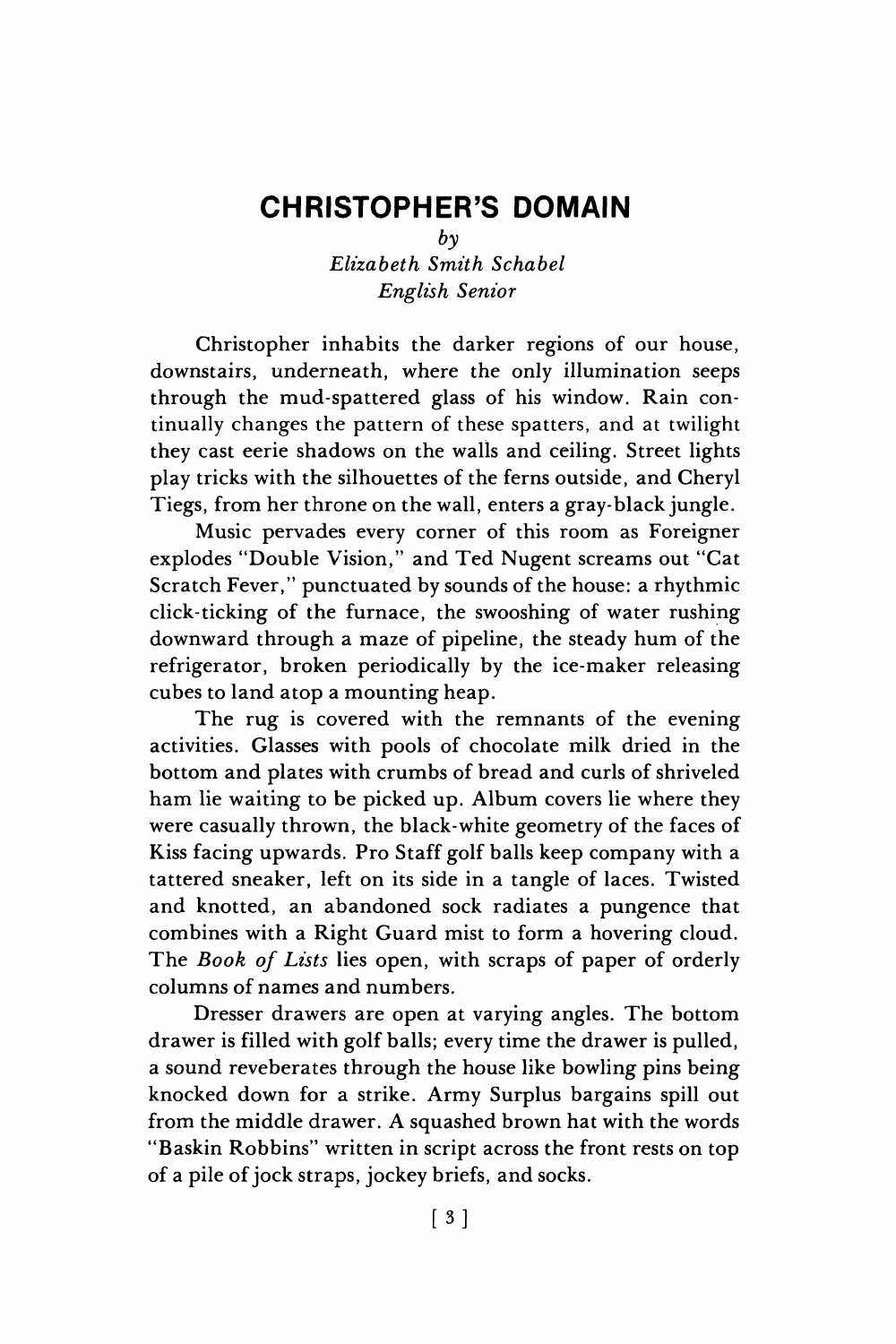# CHRISTOPHER'S DOMAIN

*by*
*Elizabeth Smith Schabel*
*English Senior*

Christopher inhabits the darker regions of our house, downstairs, underneath, where the only illumination seeps through the mud-spattered glass of his window. Rain continually changes the pattern of these spatters, and at twilight they cast eerie shadows on the walls and ceiling. Street lights play tricks with the silhouettes of the ferns outside, and Cheryl Tiegs, from her throne on the wall, enters a gray-black jungle.

Music pervades every corner of this room as Foreigner explodes "Double Vision," and Ted Nugent screams out "Cat Scratch Fever," punctuated by sounds of the house: a rhythmic click-ticking of the furnace, the swooshing of water rushing downward through a maze of pipeline, the steady hum of the refrigerator, broken periodically by the ice-maker releasing cubes to land atop a mounting heap.

The rug is covered with the remnants of the evening activities. Glasses with pools of chocolate milk dried in the bottom and plates with crumbs of bread and curls of shriveled ham lie waiting to be picked up. Album covers lie where they were casually thrown, the black-white geometry of the faces of Kiss facing upwards. Pro Staff golf balls keep company with a tattered sneaker, left on its side in a tangle of laces. Twisted and knotted, an abandoned sock radiates a pungence that combines with a Right Guard mist to form a hovering cloud. The *Book of Lists* lies open, with scraps of paper of orderly columns of names and numbers.

Dresser drawers are open at varying angles. The bottom drawer is filled with golf balls; every time the drawer is pulled, a sound reveberates through the house like bowling pins being knocked down for a strike. Army Surplus bargains spill out from the middle drawer. A squashed brown hat with the words "Baskin Robbins" written in script across the front rests on top of a pile of jock straps, jockey briefs, and socks.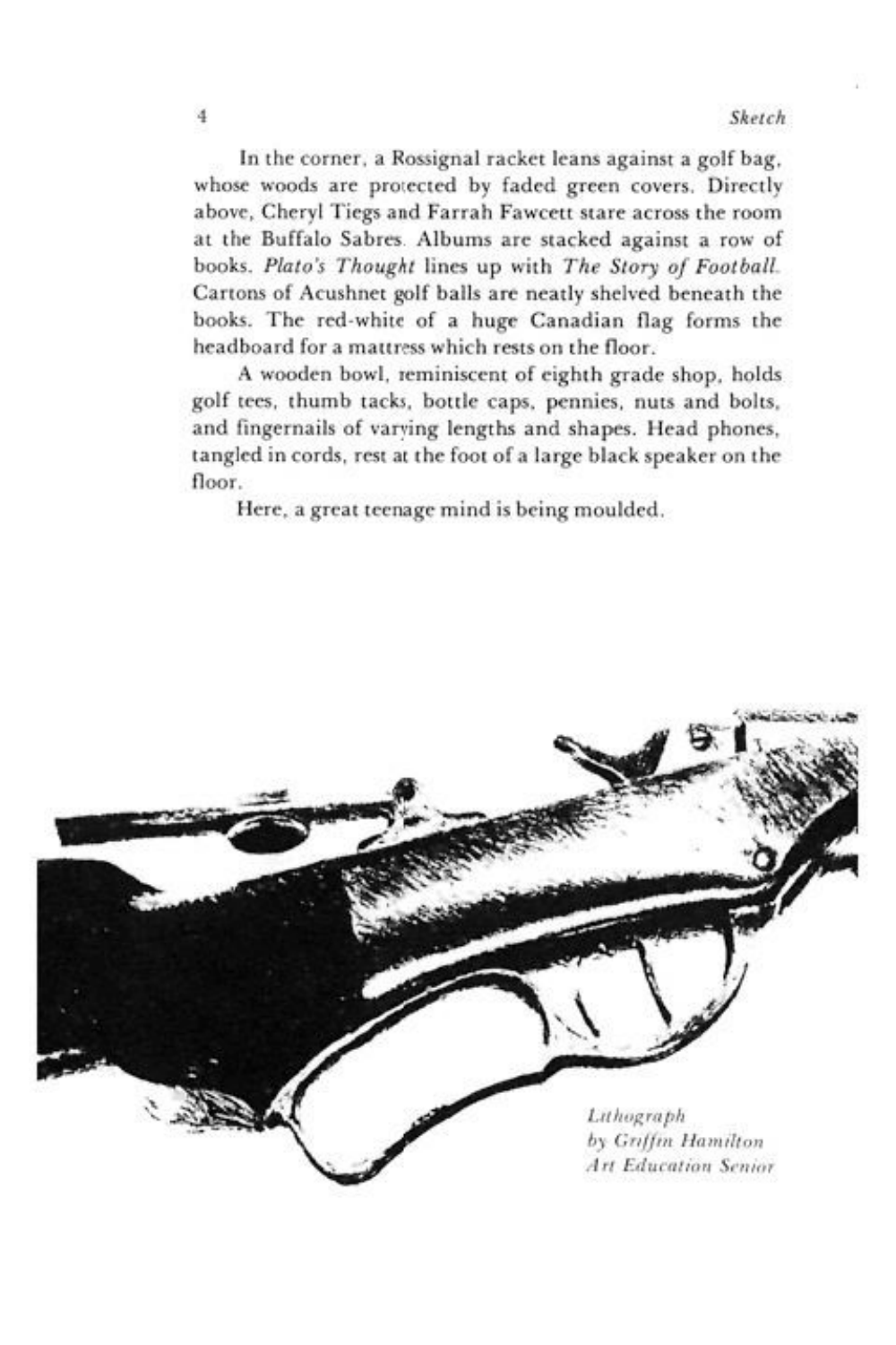In the corner, a Rossignal racket leans against a golf bag, whose woods are protected by faded green covers. Directly above, Cheryl Tiegs and Farrah Fawcett stare across the room at the Buffalo Sabres. Albums are stacked against a row of books. *Plato's Thought* lines up with *The Story of Football*. Cartons of Acushnet golf balls are neatly shelved beneath the books. The red-white of a huge Canadian flag forms the headboard for a mattress which rests on the floor.

A wooden bowl, reminiscent of eighth grade shop, holds golf tees, thumb tacks, bottle caps, pennies, nuts and bolts, and fingernails of varying lengths and shapes. Head phones, tangled in cords, rest at the foot of a large black speaker on the floor.

Here, a great teenage mind is being moulded.

*Lithograph*
*by Griffin Hamilton*
*Art Education Senior*